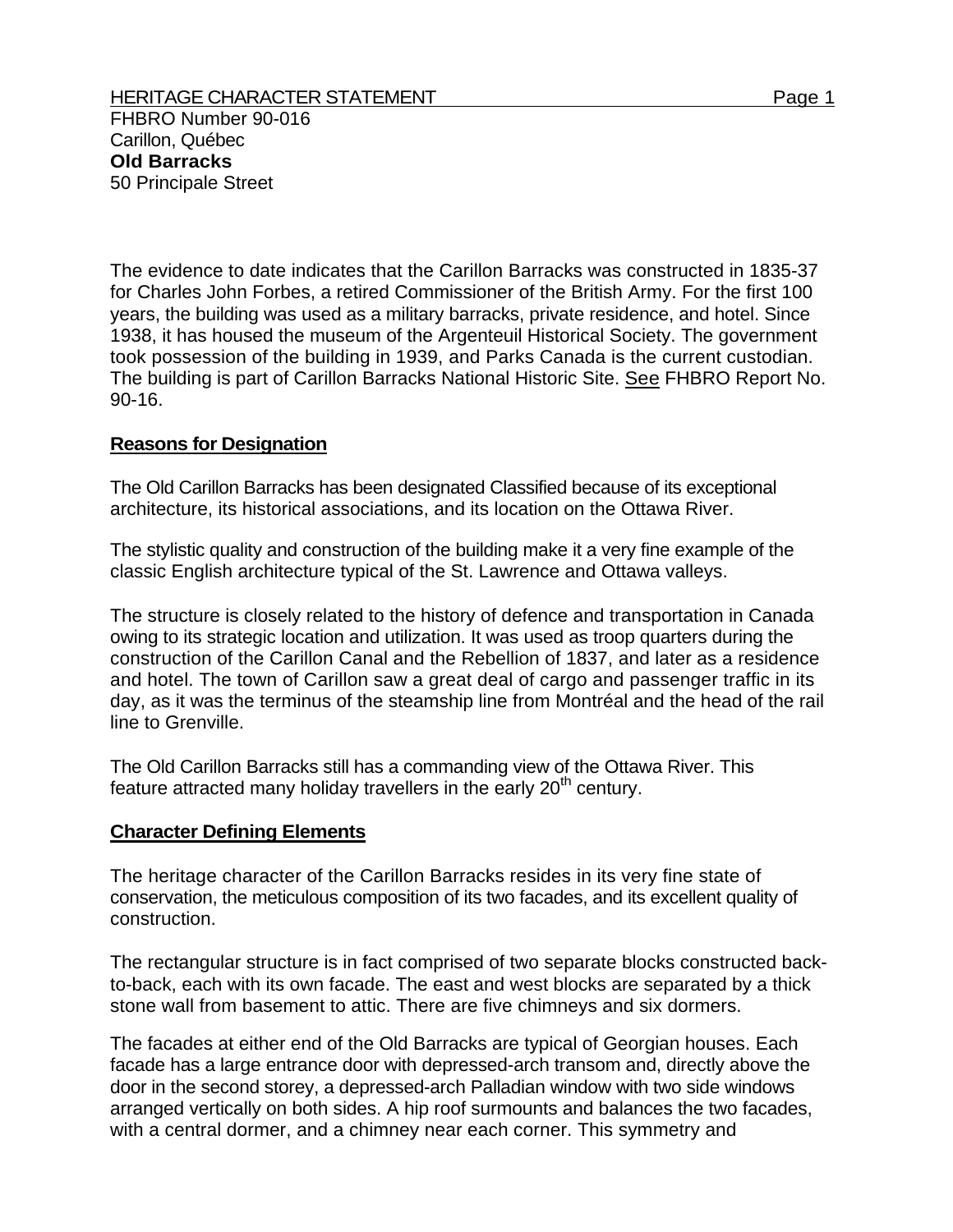HERITAGE CHARACTER STATEMENT

FHBRO Number 90-016
Carillon, Québec
**Old Barracks**
50 Principale Street

The evidence to date indicates that the Carillon Barracks was constructed in 1835-37 for Charles John Forbes, a retired Commissioner of the British Army. For the first 100 years, the building was used as a military barracks, private residence, and hotel. Since 1938, it has housed the museum of the Argenteuil Historical Society. The government took possession of the building in 1939, and Parks Canada is the current custodian. The building is part of Carillon Barracks National Historic Site. See FHBRO Report No. 90-16.

## Reasons for Designation

The Old Carillon Barracks has been designated Classified because of its exceptional architecture, its historical associations, and its location on the Ottawa River.

The stylistic quality and construction of the building make it a very fine example of the classic English architecture typical of the St. Lawrence and Ottawa valleys.

The structure is closely related to the history of defence and transportation in Canada owing to its strategic location and utilization. It was used as troop quarters during the construction of the Carillon Canal and the Rebellion of 1837, and later as a residence and hotel. The town of Carillon saw a great deal of cargo and passenger traffic in its day, as it was the terminus of the steamship line from Montréal and the head of the rail line to Grenville.

The Old Carillon Barracks still has a commanding view of the Ottawa River. This feature attracted many holiday travellers in the early 20th century.

## Character Defining Elements

The heritage character of the Carillon Barracks resides in its very fine state of conservation, the meticulous composition of its two facades, and its excellent quality of construction.

The rectangular structure is in fact comprised of two separate blocks constructed back-to-back, each with its own facade. The east and west blocks are separated by a thick stone wall from basement to attic. There are five chimneys and six dormers.

The facades at either end of the Old Barracks are typical of Georgian houses. Each facade has a large entrance door with depressed-arch transom and, directly above the door in the second storey, a depressed-arch Palladian window with two side windows arranged vertically on both sides. A hip roof surmounts and balances the two facades, with a central dormer, and a chimney near each corner. This symmetry and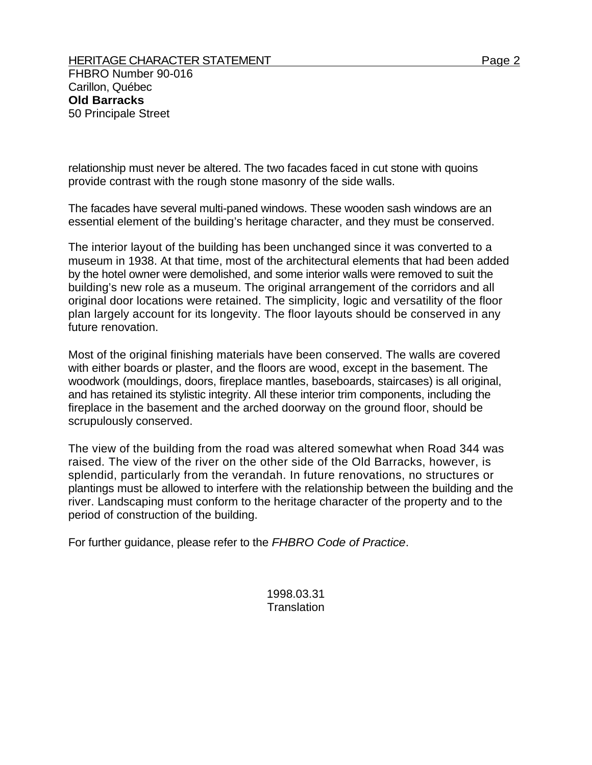relationship must never be altered. The two facades faced in cut stone with quoins provide contrast with the rough stone masonry of the side walls.

The facades have several multi-paned windows. These wooden sash windows are an essential element of the building's heritage character, and they must be conserved.

The interior layout of the building has been unchanged since it was converted to a museum in 1938. At that time, most of the architectural elements that had been added by the hotel owner were demolished, and some interior walls were removed to suit the building's new role as a museum. The original arrangement of the corridors and all original door locations were retained. The simplicity, logic and versatility of the floor plan largely account for its longevity. The floor layouts should be conserved in any future renovation.

Most of the original finishing materials have been conserved. The walls are covered with either boards or plaster, and the floors are wood, except in the basement. The woodwork (mouldings, doors, fireplace mantles, baseboards, staircases) is all original, and has retained its stylistic integrity. All these interior trim components, including the fireplace in the basement and the arched doorway on the ground floor, should be scrupulously conserved.

The view of the building from the road was altered somewhat when Road 344 was raised. The view of the river on the other side of the Old Barracks, however, is splendid, particularly from the verandah. In future renovations, no structures or plantings must be allowed to interfere with the relationship between the building and the river. Landscaping must conform to the heritage character of the property and to the period of construction of the building.

For further guidance, please refer to the *FHBRO Code of Practice*.

1998.03.31
Translation